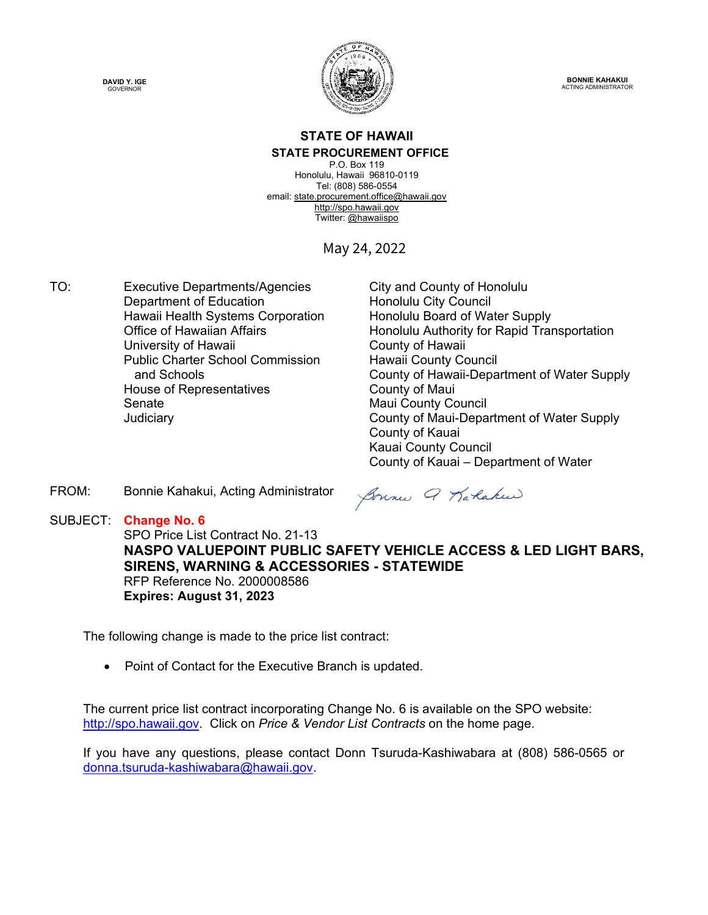DAVID Y. IGE
GOVERNOR

BONNIE KAHAKUI
ACTING ADMINISTRATOR

**STATE OF HAWAII**
**STATE PROCUREMENT OFFICE**
P.O. Box 119
Honolulu, Hawaii 96810-0119
Tel: (808) 586-0554
email: state.procurement.office@hawaii.gov
http://spo.hawaii.gov
Twitter: @hawaiispo

May 24, 2022

TO:

Executive Departments/Agencies
Department of Education
Hawaii Health Systems Corporation
Office of Hawaiian Affairs
University of Hawaii
Public Charter School Commission and Schools
House of Representatives
Senate
Judiciary
City and County of Honolulu
Honolulu City Council
Honolulu Board of Water Supply
Honolulu Authority for Rapid Transportation
County of Hawaii
Hawaii County Council
County of Hawaii-Department of Water Supply
County of Maui
Maui County Council
County of Maui-Department of Water Supply
County of Kauai
Kauai County Council
County of Kauai – Department of Water

FROM: Bonnie Kahakui, Acting Administrator

SUBJECT: **Change No. 6**
SPO Price List Contract No. 21-13
**NASPO VALUEPOINT PUBLIC SAFETY VEHICLE ACCESS & LED LIGHT BARS, SIRENS, WARNING & ACCESSORIES - STATEWIDE**
RFP Reference No. 2000008586
**Expires: August 31, 2023**

The following change is made to the price list contract:

- Point of Contact for the Executive Branch is updated.

The current price list contract incorporating Change No. 6 is available on the SPO website: http://spo.hawaii.gov. Click on *Price & Vendor List Contracts* on the home page.

If you have any questions, please contact Donn Tsuruda-Kashiwabara at (808) 586-0565 or donna.tsuruda-kashiwabara@hawaii.gov.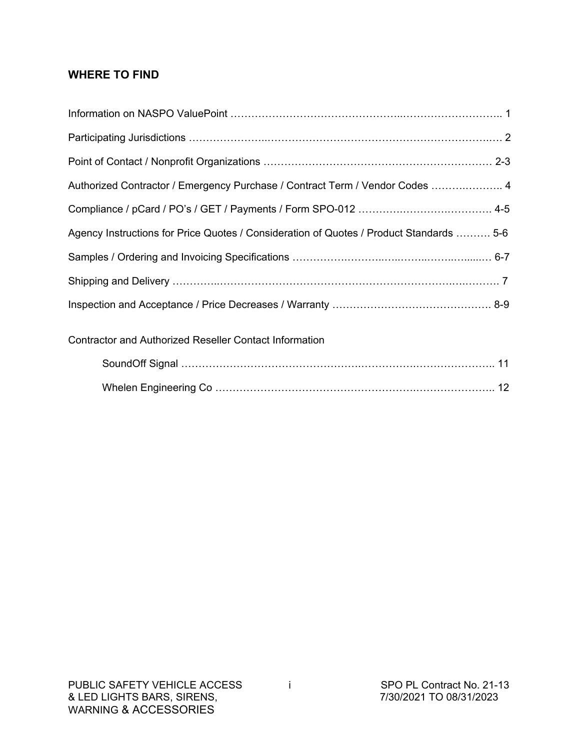## WHERE TO FIND

Information on NASPO ValuePoint …………………………………………………………………….. 1

Participating Jurisdictions ……………………………………………………………………………… 2

Point of Contact / Nonprofit Organizations ………………………………………………………… 2-3

Authorized Contractor / Emergency Purchase / Contract Term / Vendor Codes ……………….. 4

Compliance / pCard / PO's / GET / Payments / Form SPO-012 …………………………………. 4-5

Agency Instructions for Price Quotes / Consideration of Quotes / Product Standards ………. 5-6

Samples / Ordering and Invoicing Specifications ………………………………………………… 6-7

Shipping and Delivery …………………………………………………………………………………. 7

Inspection and Acceptance / Price Decreases / Warranty ………………………………………. 8-9

Contractor and Authorized Reseller Contact Information

- SoundOff Signal ………………………………………………………………………………….. 11
- Whelen Engineering Co ………………………………………………………………………….. 12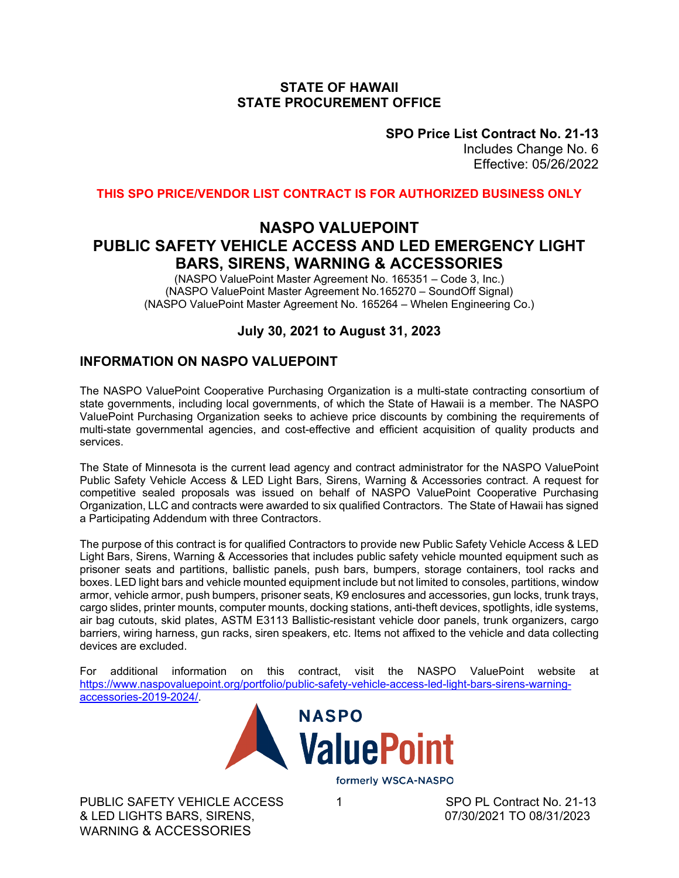**STATE OF HAWAII**
**STATE PROCUREMENT OFFICE**

**SPO Price List Contract No. 21-13**
Includes Change No. 6
Effective: 05/26/2022

**THIS SPO PRICE/VENDOR LIST CONTRACT IS FOR AUTHORIZED BUSINESS ONLY**

# NASPO VALUEPOINT PUBLIC SAFETY VEHICLE ACCESS AND LED EMERGENCY LIGHT BARS, SIRENS, WARNING & ACCESSORIES

(NASPO ValuePoint Master Agreement No. 165351 – Code 3, Inc.)
(NASPO ValuePoint Master Agreement No.165270 – SoundOff Signal)
(NASPO ValuePoint Master Agreement No. 165264 – Whelen Engineering Co.)

### July 30, 2021 to August 31, 2023

## INFORMATION ON NASPO VALUEPOINT

The NASPO ValuePoint Cooperative Purchasing Organization is a multi-state contracting consortium of state governments, including local governments, of which the State of Hawaii is a member. The NASPO ValuePoint Purchasing Organization seeks to achieve price discounts by combining the requirements of multi-state governmental agencies, and cost-effective and efficient acquisition of quality products and services.

The State of Minnesota is the current lead agency and contract administrator for the NASPO ValuePoint Public Safety Vehicle Access & LED Light Bars, Sirens, Warning & Accessories contract. A request for competitive sealed proposals was issued on behalf of NASPO ValuePoint Cooperative Purchasing Organization, LLC and contracts were awarded to six qualified Contractors. The State of Hawaii has signed a Participating Addendum with three Contractors.

The purpose of this contract is for qualified Contractors to provide new Public Safety Vehicle Access & LED Light Bars, Sirens, Warning & Accessories that includes public safety vehicle mounted equipment such as prisoner seats and partitions, ballistic panels, push bars, bumpers, storage containers, tool racks and boxes. LED light bars and vehicle mounted equipment include but not limited to consoles, partitions, window armor, vehicle armor, push bumpers, prisoner seats, K9 enclosures and accessories, gun locks, trunk trays, cargo slides, printer mounts, computer mounts, docking stations, anti-theft devices, spotlights, idle systems, air bag cutouts, skid plates, ASTM E3113 Ballistic-resistant vehicle door panels, trunk organizers, cargo barriers, wiring harness, gun racks, siren speakers, etc. Items not affixed to the vehicle and data collecting devices are excluded.

For additional information on this contract, visit the NASPO ValuePoint website at https://www.naspovaluepoint.org/portfolio/public-safety-vehicle-access-led-light-bars-sirens-warning-accessories-2019-2024/.

NASPO ValuePoint
formerly WSCA-NASPO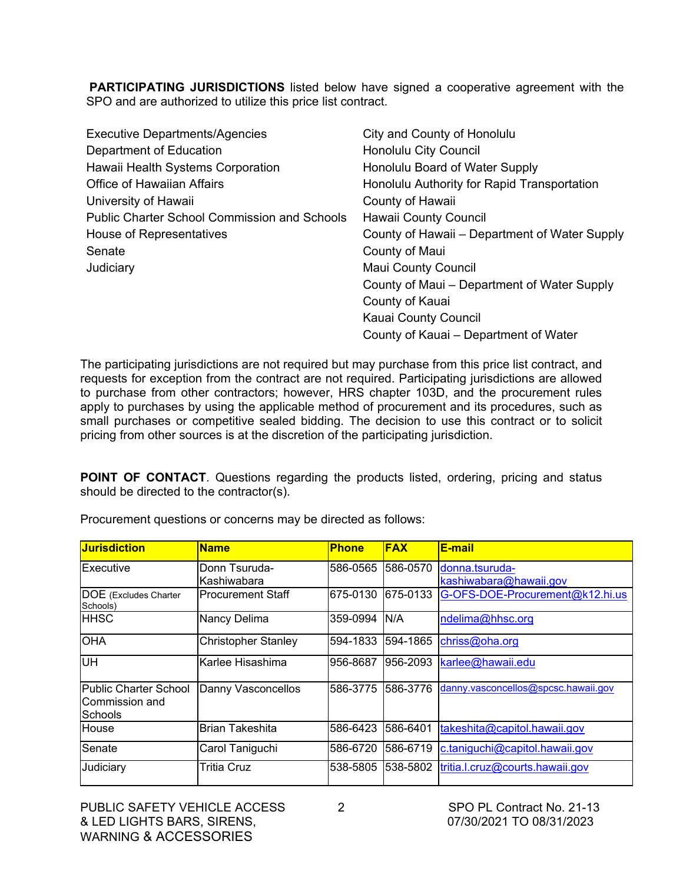**PARTICIPATING JURISDICTIONS** listed below have signed a cooperative agreement with the SPO and are authorized to utilize this price list contract.

Executive Departments/Agencies
Department of Education
Hawaii Health Systems Corporation
Office of Hawaiian Affairs
University of Hawaii
Public Charter School Commission and Schools
House of Representatives
Senate
Judiciary

City and County of Honolulu
Honolulu City Council
Honolulu Board of Water Supply
Honolulu Authority for Rapid Transportation
County of Hawaii
Hawaii County Council
County of Hawaii – Department of Water Supply
County of Maui
Maui County Council
County of Maui – Department of Water Supply
County of Kauai
Kauai County Council
County of Kauai – Department of Water

The participating jurisdictions are not required but may purchase from this price list contract, and requests for exception from the contract are not required. Participating jurisdictions are allowed to purchase from other contractors; however, HRS chapter 103D, and the procurement rules apply to purchases by using the applicable method of procurement and its procedures, such as small purchases or competitive sealed bidding. The decision to use this contract or to solicit pricing from other sources is at the discretion of the participating jurisdiction.

**POINT OF CONTACT**. Questions regarding the products listed, ordering, pricing and status should be directed to the contractor(s).

Procurement questions or concerns may be directed as follows:

| Jurisdiction | Name | Phone | FAX | E-mail |
|---|---|---|---|---|
| Executive | Donn Tsuruda-Kashiwabara | 586-0565 | 586-0570 | donna.tsuruda-kashiwabara@hawaii.gov |
| DOE (Excludes Charter Schools) | Procurement Staff | 675-0130 | 675-0133 | G-OFS-DOE-Procurement@k12.hi.us |
| HHSC | Nancy Delima | 359-0994 | N/A | ndelima@hhsc.org |
| OHA | Christopher Stanley | 594-1833 | 594-1865 | chriss@oha.org |
| UH | Karlee Hisashima | 956-8687 | 956-2093 | karlee@hawaii.edu |
| Public Charter School Commission and Schools | Danny Vasconcellos | 586-3775 | 586-3776 | danny.vasconcellos@spcsc.hawaii.gov |
| House | Brian Takeshita | 586-6423 | 586-6401 | takeshita@capitol.hawaii.gov |
| Senate | Carol Taniguchi | 586-6720 | 586-6719 | c.taniguchi@capitol.hawaii.gov |
| Judiciary | Tritia Cruz | 538-5805 | 538-5802 | tritia.l.cruz@courts.hawaii.gov |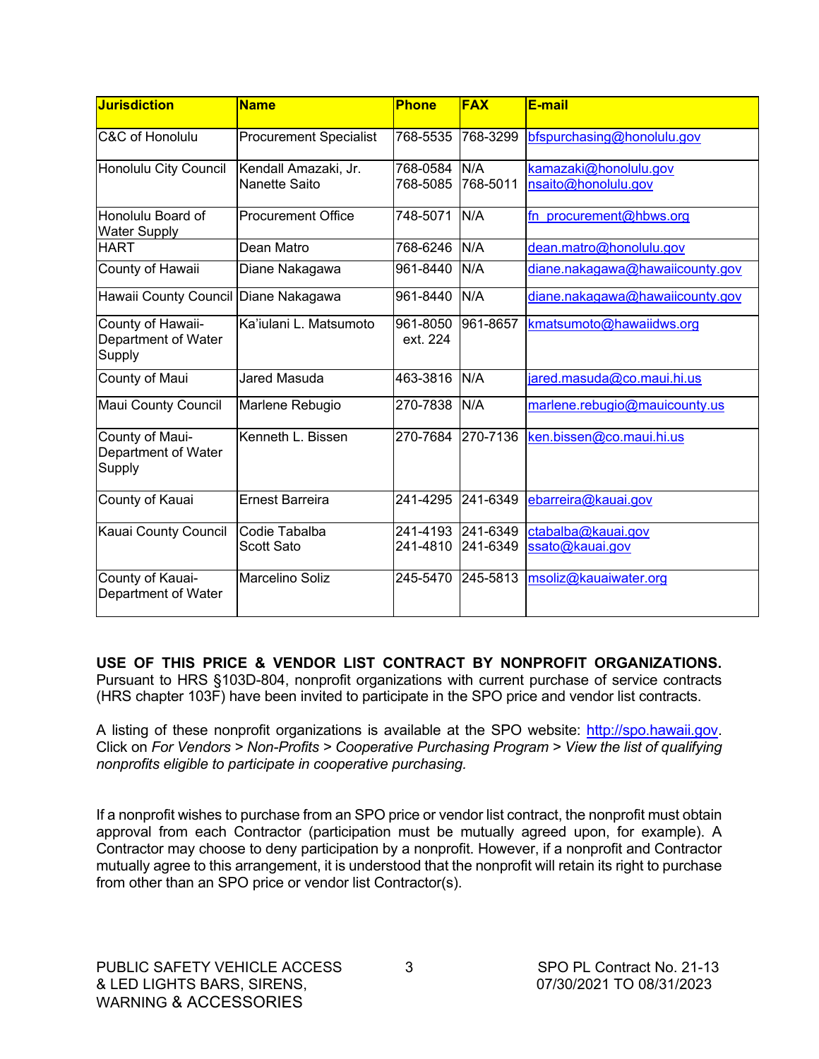| Jurisdiction | Name | Phone | FAX | E-mail |
|---|---|---|---|---|
| C&C of Honolulu | Procurement Specialist | 768-5535 | 768-3299 | bfspurchasing@honolulu.gov |
| Honolulu City Council | Kendall Amazaki, Jr.<br>Nanette Saito | 768-0584<br>768-5085 | N/A<br>768-5011 | kamazaki@honolulu.gov<br>nsaito@honolulu.gov |
| Honolulu Board of Water Supply | Procurement Office | 748-5071 | N/A | fn_procurement@hbws.org |
| HART | Dean Matro | 768-6246 | N/A | dean.matro@honolulu.gov |
| County of Hawaii | Diane Nakagawa | 961-8440 | N/A | diane.nakagawa@hawaiicounty.gov |
| Hawaii County Council | Diane Nakagawa | 961-8440 | N/A | diane.nakagawa@hawaiicounty.gov |
| County of Hawaii-Department of Water Supply | Ka'iulani L. Matsumoto | 961-8050 ext. 224 | 961-8657 | kmatsumoto@hawaiidws.org |
| County of Maui | Jared Masuda | 463-3816 | N/A | jared.masuda@co.maui.hi.us |
| Maui County Council | Marlene Rebugio | 270-7838 | N/A | marlene.rebugio@mauicounty.us |
| County of Maui-Department of Water Supply | Kenneth L. Bissen | 270-7684 | 270-7136 | ken.bissen@co.maui.hi.us |
| County of Kauai | Ernest Barreira | 241-4295 | 241-6349 | ebarreira@kauai.gov |
| Kauai County Council | Codie Tabalba<br>Scott Sato | 241-4193<br>241-4810 | 241-6349<br>241-6349 | ctabalba@kauai.gov<br>ssato@kauai.gov |
| County of Kauai-Department of Water | Marcelino Soliz | 245-5470 | 245-5813 | msoliz@kauaiwater.org |

**USE OF THIS PRICE & VENDOR LIST CONTRACT BY NONPROFIT ORGANIZATIONS.** Pursuant to HRS §103D-804, nonprofit organizations with current purchase of service contracts (HRS chapter 103F) have been invited to participate in the SPO price and vendor list contracts.

A listing of these nonprofit organizations is available at the SPO website: http://spo.hawaii.gov. Click on *For Vendors > Non-Profits > Cooperative Purchasing Program > View the list of qualifying nonprofits eligible to participate in cooperative purchasing.*

If a nonprofit wishes to purchase from an SPO price or vendor list contract, the nonprofit must obtain approval from each Contractor (participation must be mutually agreed upon, for example). A Contractor may choose to deny participation by a nonprofit. However, if a nonprofit and Contractor mutually agree to this arrangement, it is understood that the nonprofit will retain its right to purchase from other than an SPO price or vendor list Contractor(s).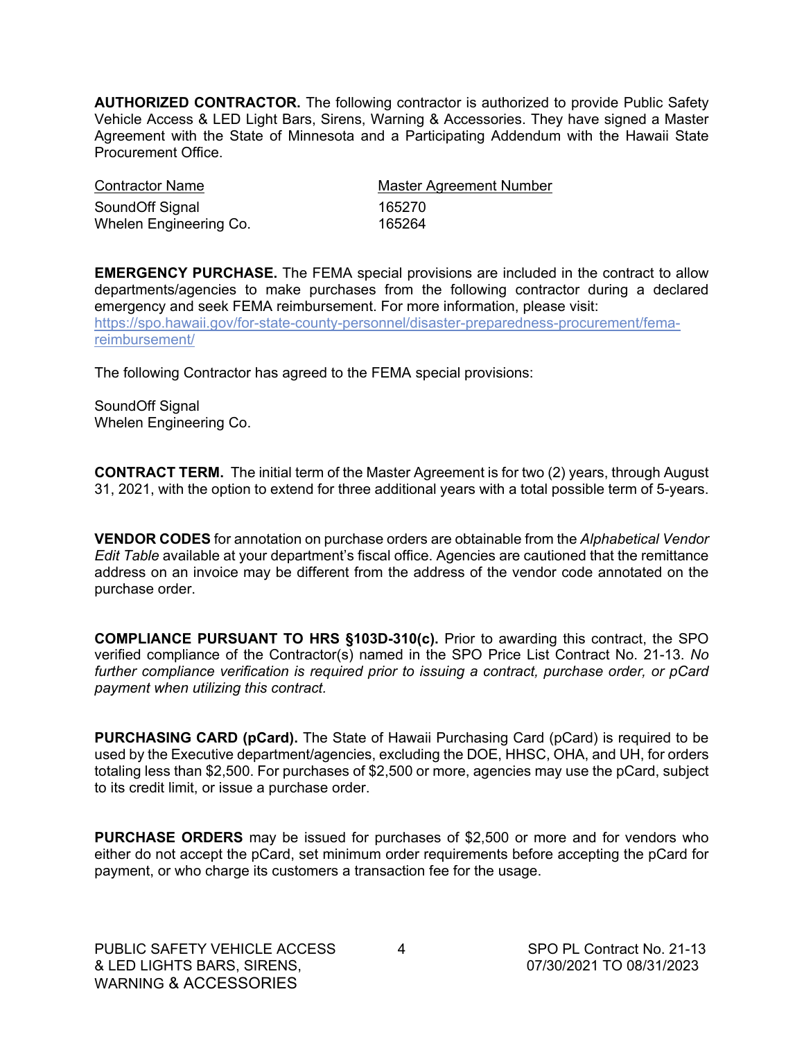**AUTHORIZED CONTRACTOR.** The following contractor is authorized to provide Public Safety Vehicle Access & LED Light Bars, Sirens, Warning & Accessories. They have signed a Master Agreement with the State of Minnesota and a Participating Addendum with the Hawaii State Procurement Office.

| Contractor Name | Master Agreement Number |
|---|---|
| SoundOff Signal | 165270 |
| Whelen Engineering Co. | 165264 |

**EMERGENCY PURCHASE.** The FEMA special provisions are included in the contract to allow departments/agencies to make purchases from the following contractor during a declared emergency and seek FEMA reimbursement. For more information, please visit: https://spo.hawaii.gov/for-state-county-personnel/disaster-preparedness-procurement/fema-reimbursement/

The following Contractor has agreed to the FEMA special provisions:

SoundOff Signal
Whelen Engineering Co.

**CONTRACT TERM.** The initial term of the Master Agreement is for two (2) years, through August 31, 2021, with the option to extend for three additional years with a total possible term of 5-years.

**VENDOR CODES** for annotation on purchase orders are obtainable from the *Alphabetical Vendor Edit Table* available at your department's fiscal office. Agencies are cautioned that the remittance address on an invoice may be different from the address of the vendor code annotated on the purchase order.

**COMPLIANCE PURSUANT TO HRS §103D-310(c).** Prior to awarding this contract, the SPO verified compliance of the Contractor(s) named in the SPO Price List Contract No. 21-13. *No further compliance verification is required prior to issuing a contract, purchase order, or pCard payment when utilizing this contract.*

**PURCHASING CARD (pCard).** The State of Hawaii Purchasing Card (pCard) is required to be used by the Executive department/agencies, excluding the DOE, HHSC, OHA, and UH, for orders totaling less than $2,500. For purchases of $2,500 or more, agencies may use the pCard, subject to its credit limit, or issue a purchase order.

**PURCHASE ORDERS** may be issued for purchases of $2,500 or more and for vendors who either do not accept the pCard, set minimum order requirements before accepting the pCard for payment, or who charge its customers a transaction fee for the usage.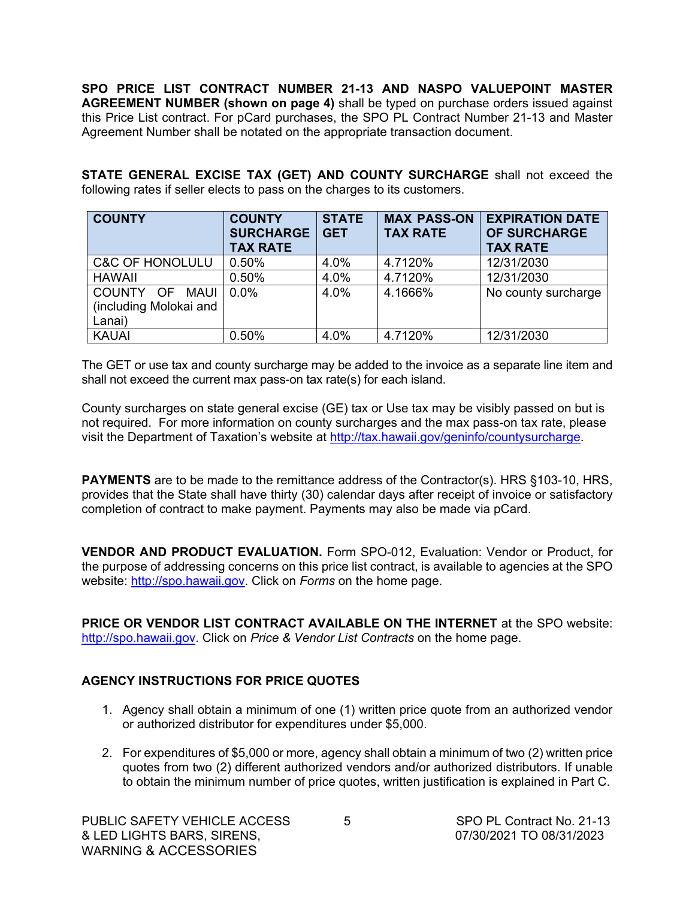**SPO PRICE LIST CONTRACT NUMBER 21-13 AND NASPO VALUEPOINT MASTER AGREEMENT NUMBER (shown on page 4)** shall be typed on purchase orders issued against this Price List contract. For pCard purchases, the SPO PL Contract Number 21-13 and Master Agreement Number shall be notated on the appropriate transaction document.

**STATE GENERAL EXCISE TAX (GET) AND COUNTY SURCHARGE** shall not exceed the following rates if seller elects to pass on the charges to its customers.

| COUNTY | COUNTY SURCHARGE TAX RATE | STATE GET | MAX PASS-ON TAX RATE | EXPIRATION DATE OF SURCHARGE TAX RATE |
|---|---|---|---|---|
| C&C OF HONOLULU | 0.50% | 4.0% | 4.7120% | 12/31/2030 |
| HAWAII | 0.50% | 4.0% | 4.7120% | 12/31/2030 |
| COUNTY OF MAUI (including Molokai and Lanai) | 0.0% | 4.0% | 4.1666% | No county surcharge |
| KAUAI | 0.50% | 4.0% | 4.7120% | 12/31/2030 |

The GET or use tax and county surcharge may be added to the invoice as a separate line item and shall not exceed the current max pass-on tax rate(s) for each island.

County surcharges on state general excise (GE) tax or Use tax may be visibly passed on but is not required. For more information on county surcharges and the max pass-on tax rate, please visit the Department of Taxation's website at http://tax.hawaii.gov/geninfo/countysurcharge.

**PAYMENTS** are to be made to the remittance address of the Contractor(s). HRS §103-10, HRS, provides that the State shall have thirty (30) calendar days after receipt of invoice or satisfactory completion of contract to make payment. Payments may also be made via pCard.

**VENDOR AND PRODUCT EVALUATION.** Form SPO-012, Evaluation: Vendor or Product, for the purpose of addressing concerns on this price list contract, is available to agencies at the SPO website: http://spo.hawaii.gov. Click on *Forms* on the home page.

**PRICE OR VENDOR LIST CONTRACT AVAILABLE ON THE INTERNET** at the SPO website: http://spo.hawaii.gov. Click on *Price & Vendor List Contracts* on the home page.

**AGENCY INSTRUCTIONS FOR PRICE QUOTES**

1. Agency shall obtain a minimum of one (1) written price quote from an authorized vendor or authorized distributor for expenditures under $5,000.

2. For expenditures of $5,000 or more, agency shall obtain a minimum of two (2) written price quotes from two (2) different authorized vendors and/or authorized distributors. If unable to obtain the minimum number of price quotes, written justification is explained in Part C.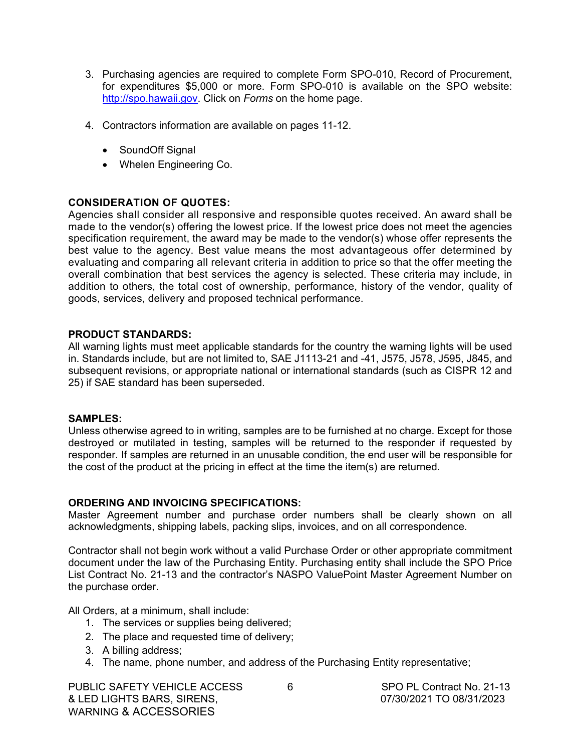3. Purchasing agencies are required to complete Form SPO-010, Record of Procurement, for expenditures $5,000 or more. Form SPO-010 is available on the SPO website: http://spo.hawaii.gov. Click on *Forms* on the home page.

4. Contractors information are available on pages 11-12.

   - SoundOff Signal
   - Whelen Engineering Co.

**CONSIDERATION OF QUOTES:**

Agencies shall consider all responsive and responsible quotes received. An award shall be made to the vendor(s) offering the lowest price. If the lowest price does not meet the agencies specification requirement, the award may be made to the vendor(s) whose offer represents the best value to the agency. Best value means the most advantageous offer determined by evaluating and comparing all relevant criteria in addition to price so that the offer meeting the overall combination that best services the agency is selected. These criteria may include, in addition to others, the total cost of ownership, performance, history of the vendor, quality of goods, services, delivery and proposed technical performance.

**PRODUCT STANDARDS:**

All warning lights must meet applicable standards for the country the warning lights will be used in. Standards include, but are not limited to, SAE J1113-21 and -41, J575, J578, J595, J845, and subsequent revisions, or appropriate national or international standards (such as CISPR 12 and 25) if SAE standard has been superseded.

**SAMPLES:**

Unless otherwise agreed to in writing, samples are to be furnished at no charge. Except for those destroyed or mutilated in testing, samples will be returned to the responder if requested by responder. If samples are returned in an unusable condition, the end user will be responsible for the cost of the product at the pricing in effect at the time the item(s) are returned.

**ORDERING AND INVOICING SPECIFICATIONS:**

Master Agreement number and purchase order numbers shall be clearly shown on all acknowledgments, shipping labels, packing slips, invoices, and on all correspondence.

Contractor shall not begin work without a valid Purchase Order or other appropriate commitment document under the law of the Purchasing Entity. Purchasing entity shall include the SPO Price List Contract No. 21-13 and the contractor's NASPO ValuePoint Master Agreement Number on the purchase order.

All Orders, at a minimum, shall include:

1. The services or supplies being delivered;
2. The place and requested time of delivery;
3. A billing address;
4. The name, phone number, and address of the Purchasing Entity representative;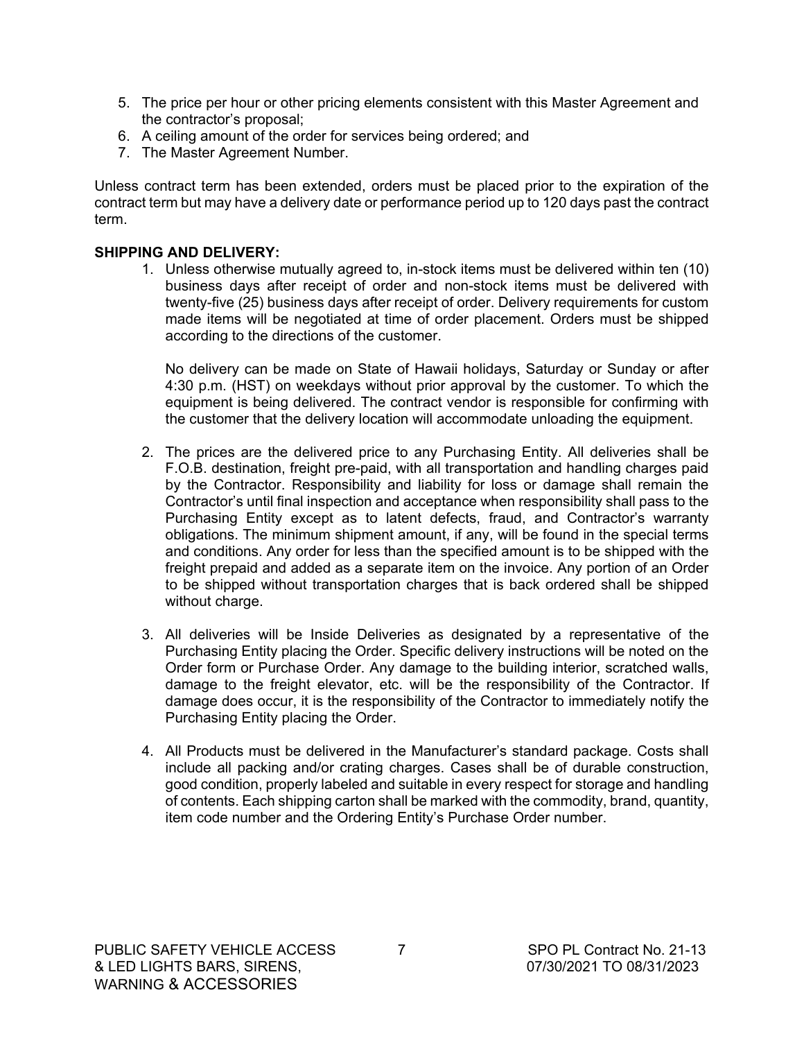5. The price per hour or other pricing elements consistent with this Master Agreement and the contractor's proposal;
6. A ceiling amount of the order for services being ordered; and
7. The Master Agreement Number.

Unless contract term has been extended, orders must be placed prior to the expiration of the contract term but may have a delivery date or performance period up to 120 days past the contract term.

**SHIPPING AND DELIVERY:**

1. Unless otherwise mutually agreed to, in-stock items must be delivered within ten (10) business days after receipt of order and non-stock items must be delivered with twenty-five (25) business days after receipt of order. Delivery requirements for custom made items will be negotiated at time of order placement. Orders must be shipped according to the directions of the customer.

   No delivery can be made on State of Hawaii holidays, Saturday or Sunday or after 4:30 p.m. (HST) on weekdays without prior approval by the customer. To which the equipment is being delivered. The contract vendor is responsible for confirming with the customer that the delivery location will accommodate unloading the equipment.

2. The prices are the delivered price to any Purchasing Entity. All deliveries shall be F.O.B. destination, freight pre-paid, with all transportation and handling charges paid by the Contractor. Responsibility and liability for loss or damage shall remain the Contractor's until final inspection and acceptance when responsibility shall pass to the Purchasing Entity except as to latent defects, fraud, and Contractor's warranty obligations. The minimum shipment amount, if any, will be found in the special terms and conditions. Any order for less than the specified amount is to be shipped with the freight prepaid and added as a separate item on the invoice. Any portion of an Order to be shipped without transportation charges that is back ordered shall be shipped without charge.

3. All deliveries will be Inside Deliveries as designated by a representative of the Purchasing Entity placing the Order. Specific delivery instructions will be noted on the Order form or Purchase Order. Any damage to the building interior, scratched walls, damage to the freight elevator, etc. will be the responsibility of the Contractor. If damage does occur, it is the responsibility of the Contractor to immediately notify the Purchasing Entity placing the Order.

4. All Products must be delivered in the Manufacturer's standard package. Costs shall include all packing and/or crating charges. Cases shall be of durable construction, good condition, properly labeled and suitable in every respect for storage and handling of contents. Each shipping carton shall be marked with the commodity, brand, quantity, item code number and the Ordering Entity's Purchase Order number.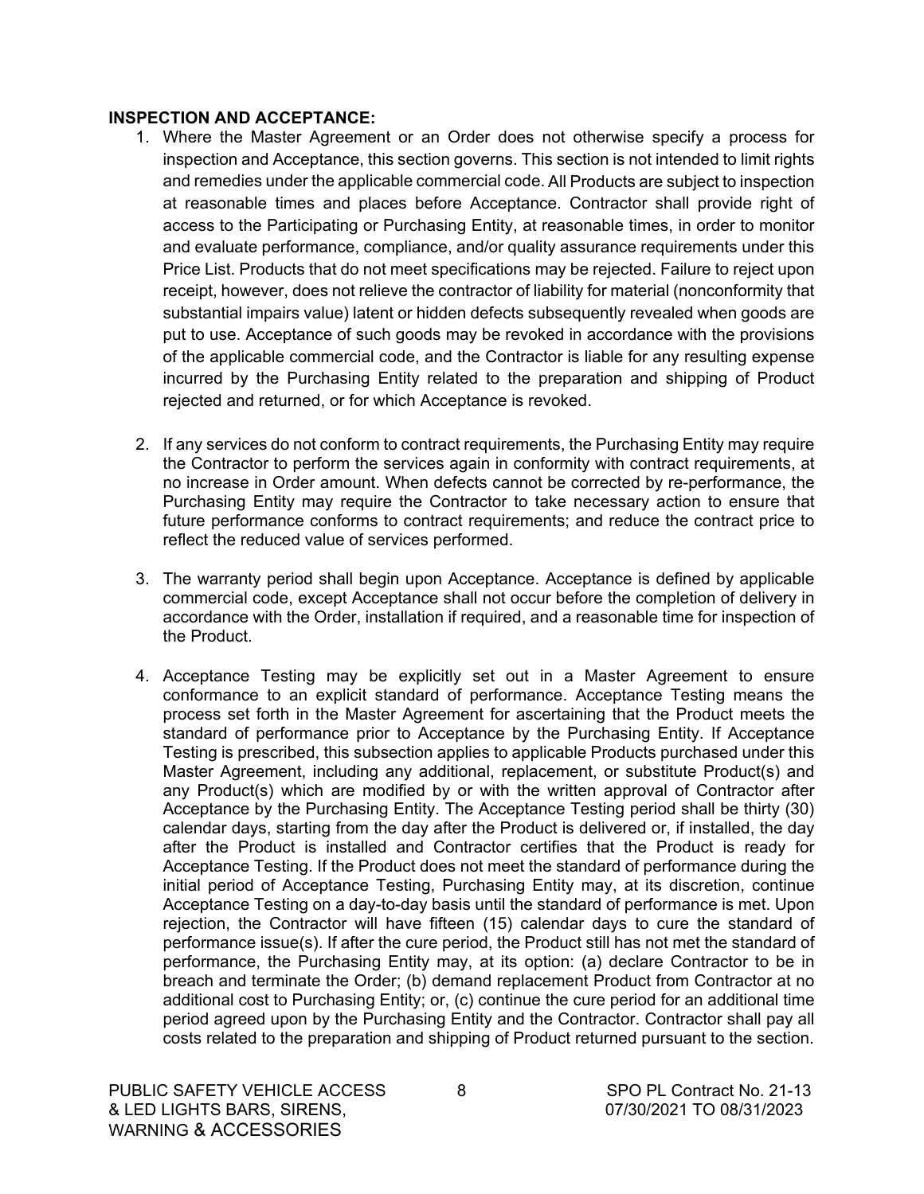**INSPECTION AND ACCEPTANCE:**

1. Where the Master Agreement or an Order does not otherwise specify a process for inspection and Acceptance, this section governs. This section is not intended to limit rights and remedies under the applicable commercial code. All Products are subject to inspection at reasonable times and places before Acceptance. Contractor shall provide right of access to the Participating or Purchasing Entity, at reasonable times, in order to monitor and evaluate performance, compliance, and/or quality assurance requirements under this Price List. Products that do not meet specifications may be rejected. Failure to reject upon receipt, however, does not relieve the contractor of liability for material (nonconformity that substantial impairs value) latent or hidden defects subsequently revealed when goods are put to use. Acceptance of such goods may be revoked in accordance with the provisions of the applicable commercial code, and the Contractor is liable for any resulting expense incurred by the Purchasing Entity related to the preparation and shipping of Product rejected and returned, or for which Acceptance is revoked.

2. If any services do not conform to contract requirements, the Purchasing Entity may require the Contractor to perform the services again in conformity with contract requirements, at no increase in Order amount. When defects cannot be corrected by re-performance, the Purchasing Entity may require the Contractor to take necessary action to ensure that future performance conforms to contract requirements; and reduce the contract price to reflect the reduced value of services performed.

3. The warranty period shall begin upon Acceptance. Acceptance is defined by applicable commercial code, except Acceptance shall not occur before the completion of delivery in accordance with the Order, installation if required, and a reasonable time for inspection of the Product.

4. Acceptance Testing may be explicitly set out in a Master Agreement to ensure conformance to an explicit standard of performance. Acceptance Testing means the process set forth in the Master Agreement for ascertaining that the Product meets the standard of performance prior to Acceptance by the Purchasing Entity. If Acceptance Testing is prescribed, this subsection applies to applicable Products purchased under this Master Agreement, including any additional, replacement, or substitute Product(s) and any Product(s) which are modified by or with the written approval of Contractor after Acceptance by the Purchasing Entity. The Acceptance Testing period shall be thirty (30) calendar days, starting from the day after the Product is delivered or, if installed, the day after the Product is installed and Contractor certifies that the Product is ready for Acceptance Testing. If the Product does not meet the standard of performance during the initial period of Acceptance Testing, Purchasing Entity may, at its discretion, continue Acceptance Testing on a day-to-day basis until the standard of performance is met. Upon rejection, the Contractor will have fifteen (15) calendar days to cure the standard of performance issue(s). If after the cure period, the Product still has not met the standard of performance, the Purchasing Entity may, at its option: (a) declare Contractor to be in breach and terminate the Order; (b) demand replacement Product from Contractor at no additional cost to Purchasing Entity; or, (c) continue the cure period for an additional time period agreed upon by the Purchasing Entity and the Contractor. Contractor shall pay all costs related to the preparation and shipping of Product returned pursuant to the section.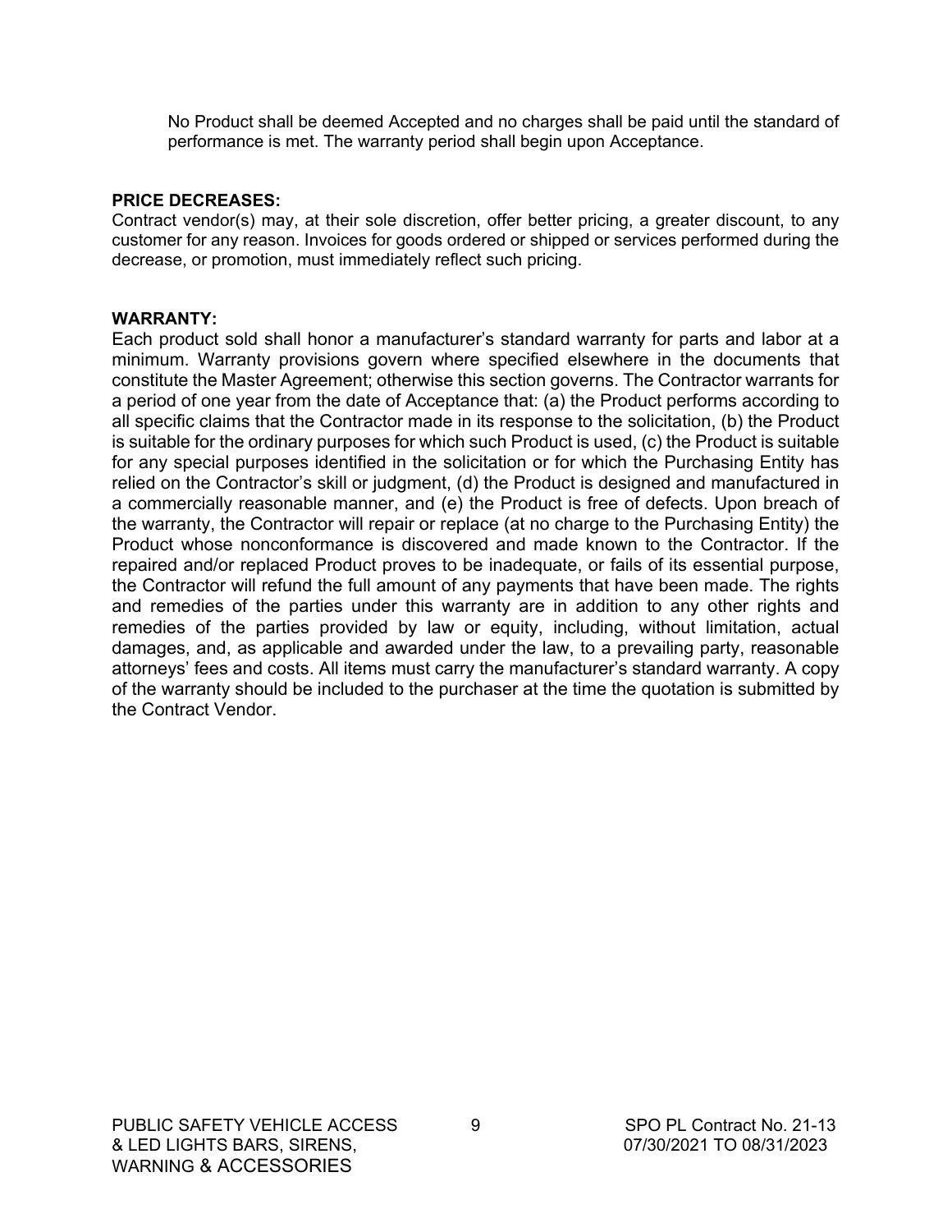No Product shall be deemed Accepted and no charges shall be paid until the standard of performance is met. The warranty period shall begin upon Acceptance.

**PRICE DECREASES:**

Contract vendor(s) may, at their sole discretion, offer better pricing, a greater discount, to any customer for any reason. Invoices for goods ordered or shipped or services performed during the decrease, or promotion, must immediately reflect such pricing.

**WARRANTY:**

Each product sold shall honor a manufacturer's standard warranty for parts and labor at a minimum. Warranty provisions govern where specified elsewhere in the documents that constitute the Master Agreement; otherwise this section governs. The Contractor warrants for a period of one year from the date of Acceptance that: (a) the Product performs according to all specific claims that the Contractor made in its response to the solicitation, (b) the Product is suitable for the ordinary purposes for which such Product is used, (c) the Product is suitable for any special purposes identified in the solicitation or for which the Purchasing Entity has relied on the Contractor's skill or judgment, (d) the Product is designed and manufactured in a commercially reasonable manner, and (e) the Product is free of defects. Upon breach of the warranty, the Contractor will repair or replace (at no charge to the Purchasing Entity) the Product whose nonconformance is discovered and made known to the Contractor. If the repaired and/or replaced Product proves to be inadequate, or fails of its essential purpose, the Contractor will refund the full amount of any payments that have been made. The rights and remedies of the parties under this warranty are in addition to any other rights and remedies of the parties provided by law or equity, including, without limitation, actual damages, and, as applicable and awarded under the law, to a prevailing party, reasonable attorneys' fees and costs. All items must carry the manufacturer's standard warranty. A copy of the warranty should be included to the purchaser at the time the quotation is submitted by the Contract Vendor.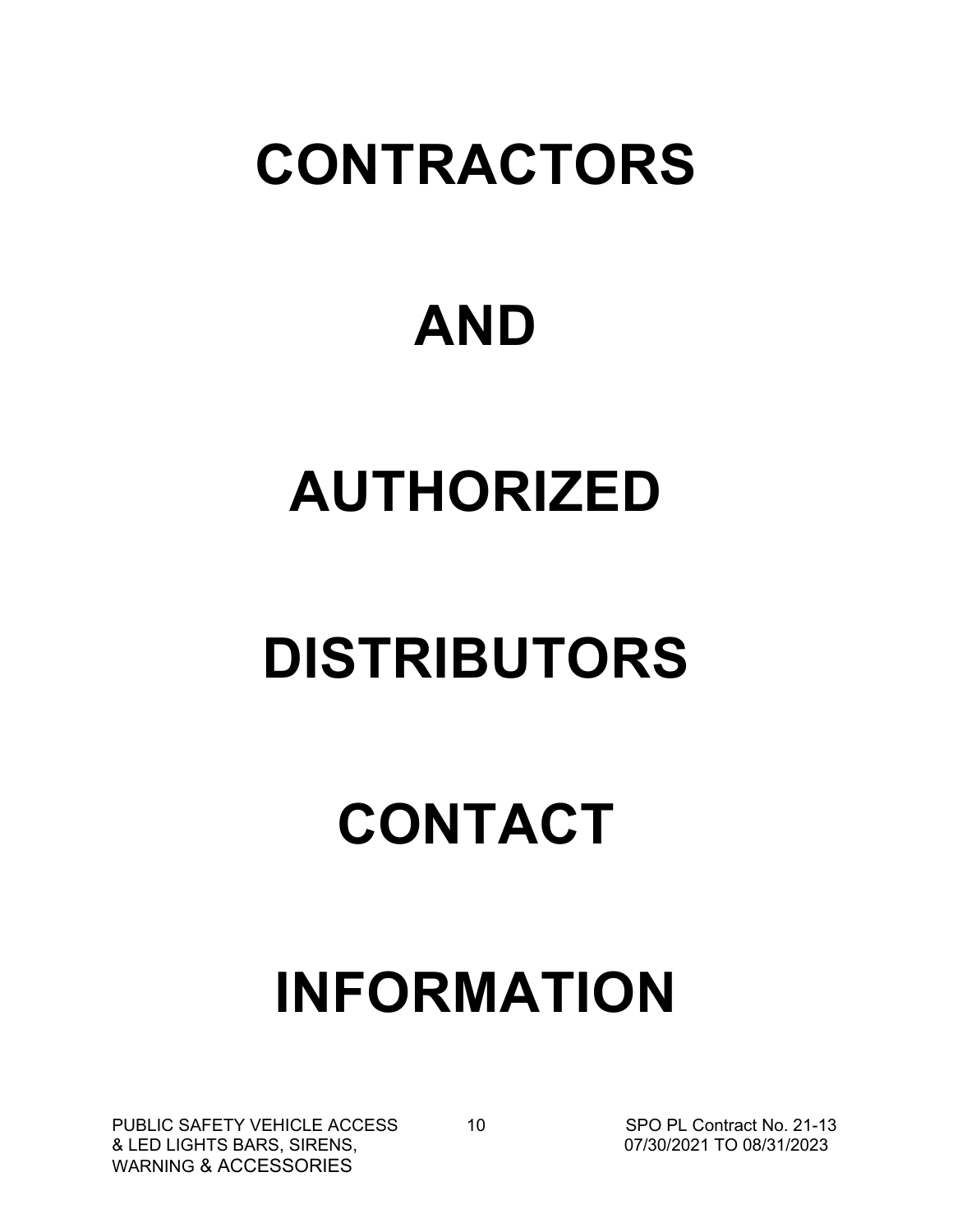# CONTRACTORS

# AND

# AUTHORIZED

# DISTRIBUTORS

# CONTACT

# INFORMATION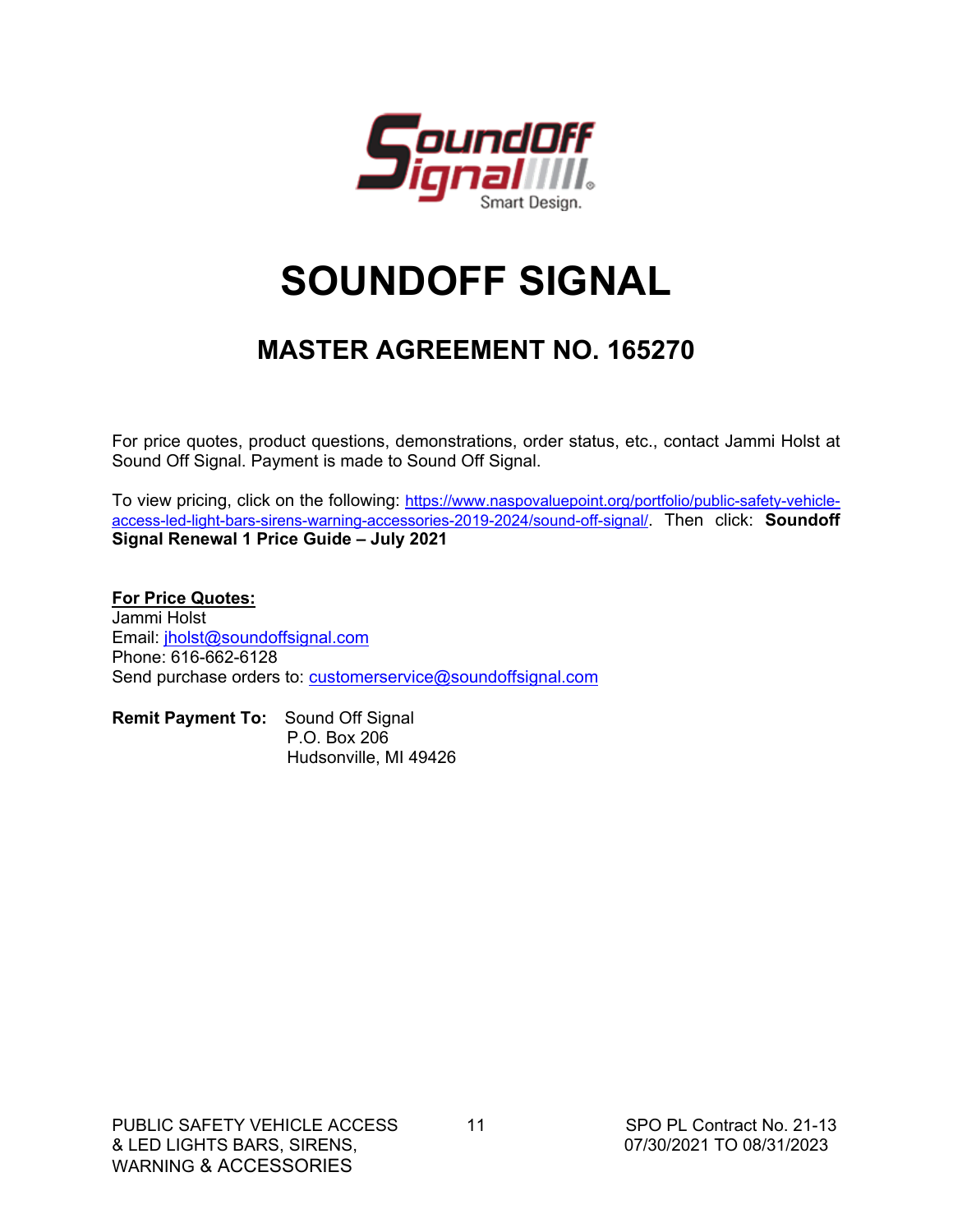# SOUNDOFF SIGNAL

## MASTER AGREEMENT NO. 165270

For price quotes, product questions, demonstrations, order status, etc., contact Jammi Holst at Sound Off Signal. Payment is made to Sound Off Signal.

To view pricing, click on the following: https://www.naspovaluepoint.org/portfolio/public-safety-vehicle-access-led-light-bars-sirens-warning-accessories-2019-2024/sound-off-signal/. Then click: **Soundoff Signal Renewal 1 Price Guide – July 2021**

**For Price Quotes:**
Jammi Holst
Email: jholst@soundoffsignal.com
Phone: 616-662-6128
Send purchase orders to: customerservice@soundoffsignal.com

**Remit Payment To:** Sound Off Signal
P.O. Box 206
Hudsonville, MI 49426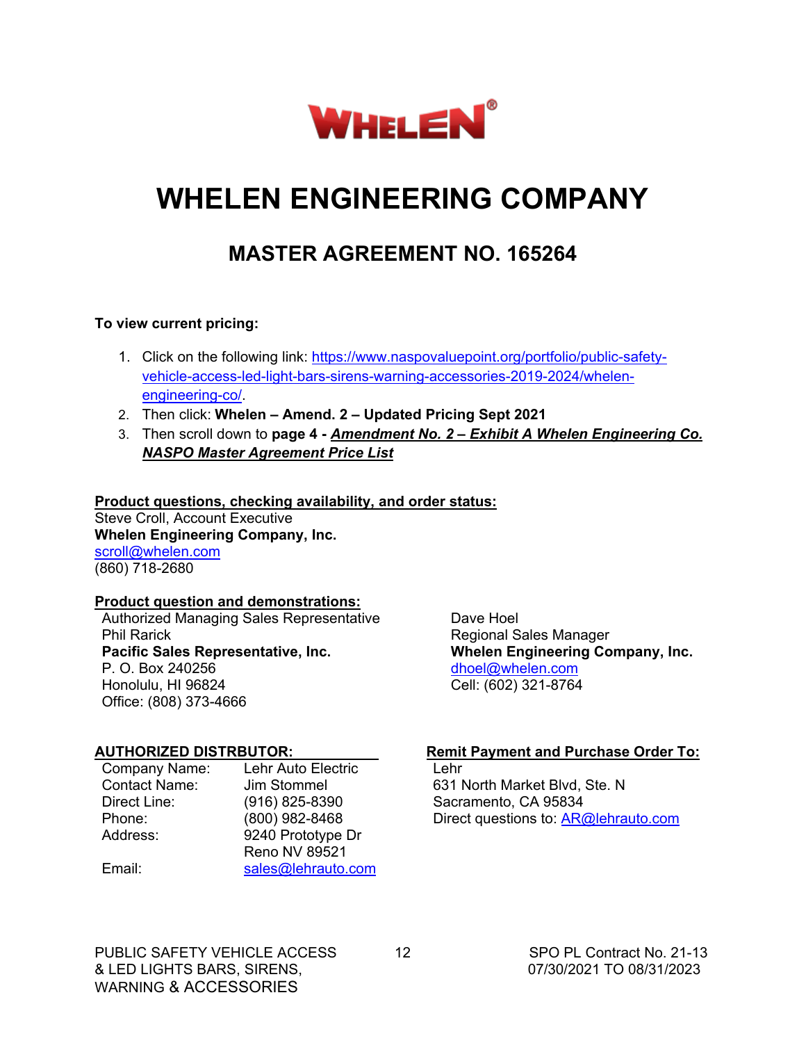WHELEN®

# WHELEN ENGINEERING COMPANY

## MASTER AGREEMENT NO. 165264

**To view current pricing:**

1. Click on the following link: https://www.naspovaluepoint.org/portfolio/public-safety-vehicle-access-led-light-bars-sirens-warning-accessories-2019-2024/whelen-engineering-co/.
2. Then click: **Whelen – Amend. 2 – Updated Pricing Sept 2021**
3. Then scroll down to **page 4 - *Amendment No. 2 – Exhibit A Whelen Engineering Co. NASPO Master Agreement Price List***

**Product questions, checking availability, and order status:**
Steve Croll, Account Executive
**Whelen Engineering Company, Inc.**
scroll@whelen.com
(860) 718-2680

**Product question and demonstrations:**

Authorized Managing Sales Representative
Phil Rarick
**Pacific Sales Representative, Inc.**
P. O. Box 240256
Honolulu, HI 96824
Office: (808) 373-4666

Dave Hoel
Regional Sales Manager
**Whelen Engineering Company, Inc.**
dhoel@whelen.com
Cell: (602) 321-8764

**AUTHORIZED DISTRBUTOR:**

| | |
|---|---|
| Company Name: | Lehr Auto Electric |
| Contact Name: | Jim Stommel |
| Direct Line: | (916) 825-8390 |
| Phone: | (800) 982-8468 |
| Address: | 9240 Prototype Dr<br>Reno NV 89521 |
| Email: | sales@lehrauto.com |

**Remit Payment and Purchase Order To:**
Lehr
631 North Market Blvd, Ste. N
Sacramento, CA 95834
Direct questions to: AR@lehrauto.com